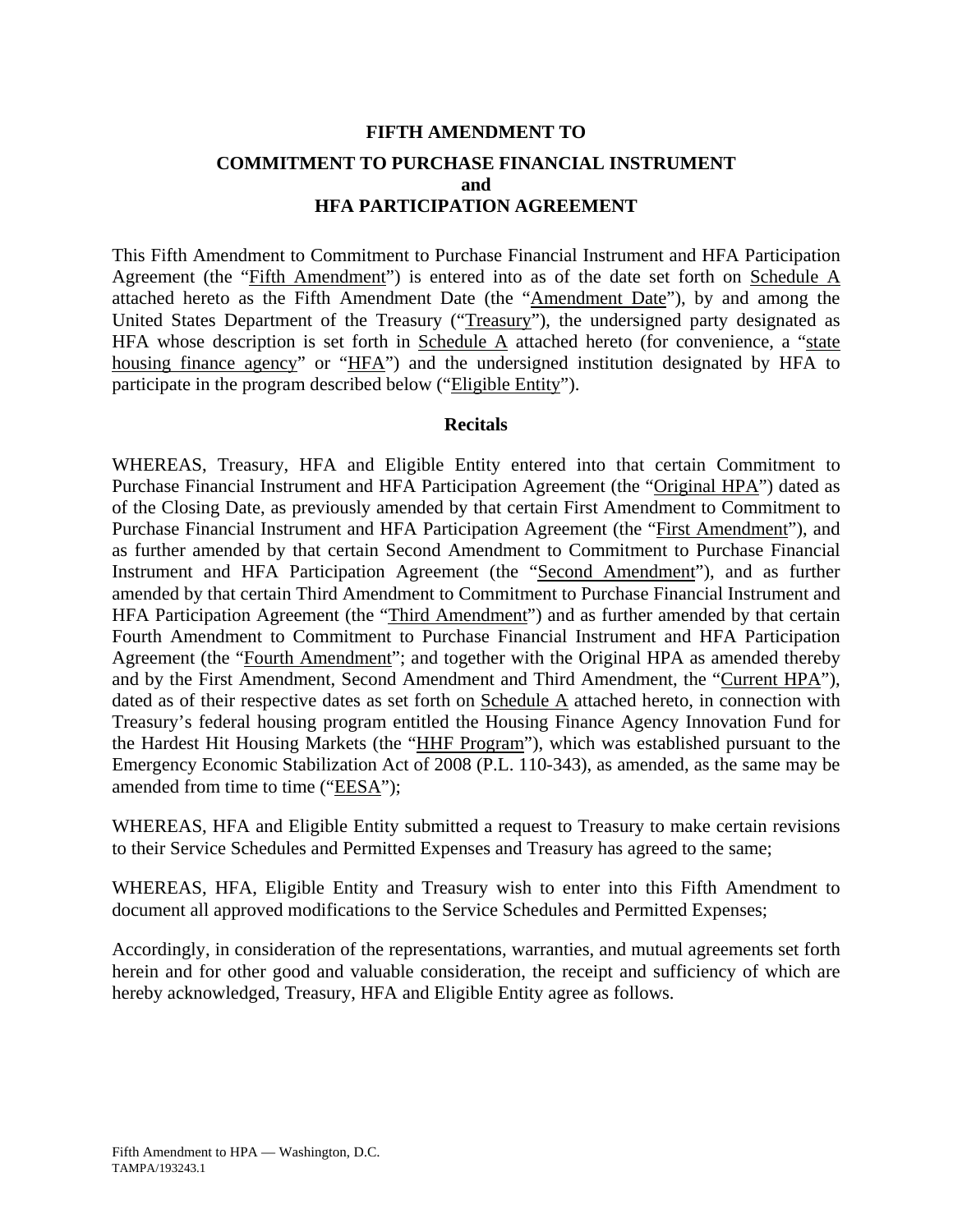**FIFTH AMENDMENT TO**

**COMMITMENT TO PURCHASE FINANCIAL INSTRUMENT**
**and**
**HFA PARTICIPATION AGREEMENT**

This Fifth Amendment to Commitment to Purchase Financial Instrument and HFA Participation Agreement (the "Fifth Amendment") is entered into as of the date set forth on Schedule A attached hereto as the Fifth Amendment Date (the "Amendment Date"), by and among the United States Department of the Treasury ("Treasury"), the undersigned party designated as HFA whose description is set forth in Schedule A attached hereto (for convenience, a "state housing finance agency" or "HFA") and the undersigned institution designated by HFA to participate in the program described below ("Eligible Entity").

**Recitals**

WHEREAS, Treasury, HFA and Eligible Entity entered into that certain Commitment to Purchase Financial Instrument and HFA Participation Agreement (the "Original HPA") dated as of the Closing Date, as previously amended by that certain First Amendment to Commitment to Purchase Financial Instrument and HFA Participation Agreement (the "First Amendment"), and as further amended by that certain Second Amendment to Commitment to Purchase Financial Instrument and HFA Participation Agreement (the "Second Amendment"), and as further amended by that certain Third Amendment to Commitment to Purchase Financial Instrument and HFA Participation Agreement (the "Third Amendment") and as further amended by that certain Fourth Amendment to Commitment to Purchase Financial Instrument and HFA Participation Agreement (the "Fourth Amendment"; and together with the Original HPA as amended thereby and by the First Amendment, Second Amendment and Third Amendment, the "Current HPA"), dated as of their respective dates as set forth on Schedule A attached hereto, in connection with Treasury's federal housing program entitled the Housing Finance Agency Innovation Fund for the Hardest Hit Housing Markets (the "HHF Program"), which was established pursuant to the Emergency Economic Stabilization Act of 2008 (P.L. 110-343), as amended, as the same may be amended from time to time ("EESA");

WHEREAS, HFA and Eligible Entity submitted a request to Treasury to make certain revisions to their Service Schedules and Permitted Expenses and Treasury has agreed to the same;

WHEREAS, HFA, Eligible Entity and Treasury wish to enter into this Fifth Amendment to document all approved modifications to the Service Schedules and Permitted Expenses;

Accordingly, in consideration of the representations, warranties, and mutual agreements set forth herein and for other good and valuable consideration, the receipt and sufficiency of which are hereby acknowledged, Treasury, HFA and Eligible Entity agree as follows.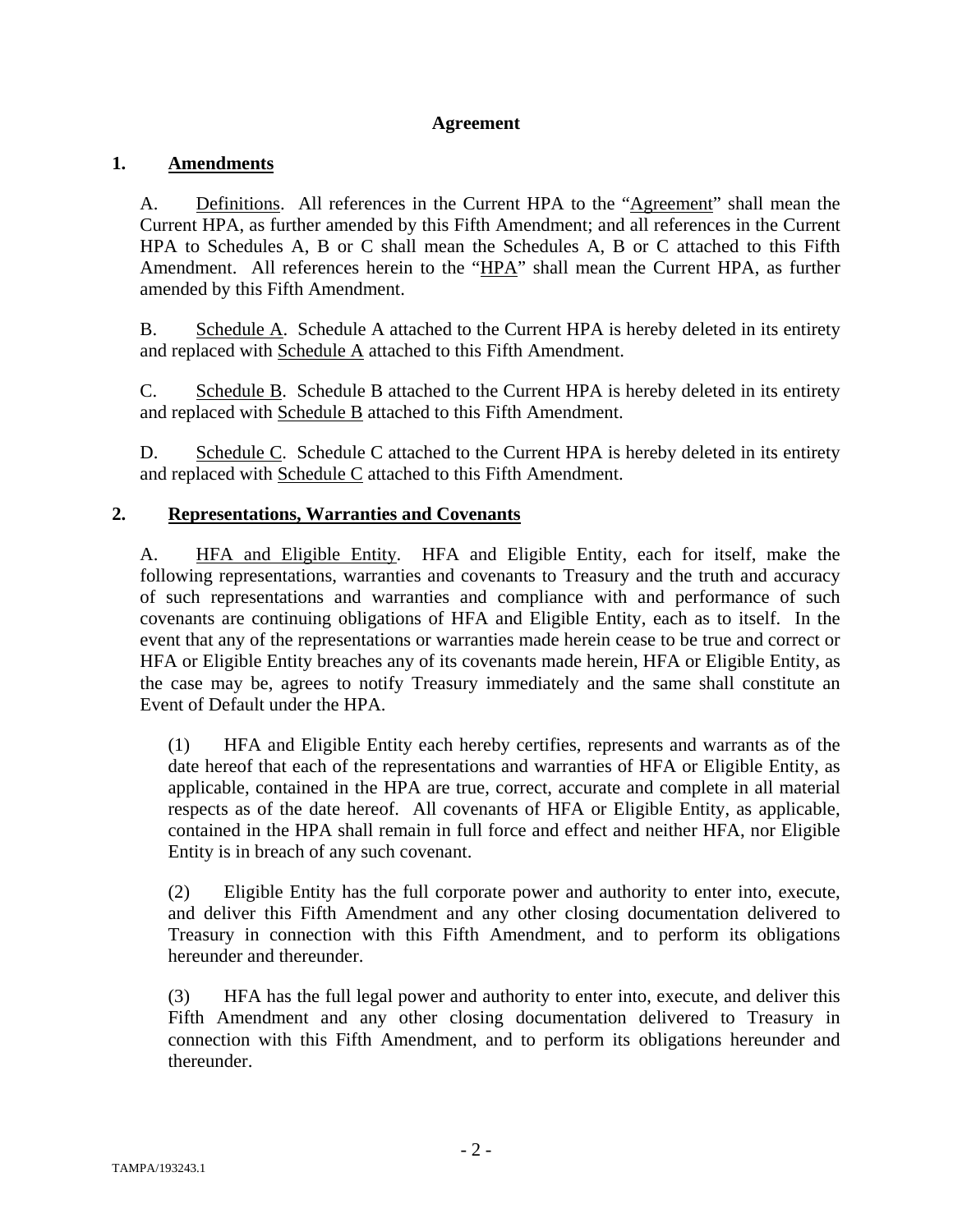## Agreement

### 1. Amendments

A. Definitions. All references in the Current HPA to the "Agreement" shall mean the Current HPA, as further amended by this Fifth Amendment; and all references in the Current HPA to Schedules A, B or C shall mean the Schedules A, B or C attached to this Fifth Amendment. All references herein to the "HPA" shall mean the Current HPA, as further amended by this Fifth Amendment.

B. Schedule A. Schedule A attached to the Current HPA is hereby deleted in its entirety and replaced with Schedule A attached to this Fifth Amendment.

C. Schedule B. Schedule B attached to the Current HPA is hereby deleted in its entirety and replaced with Schedule B attached to this Fifth Amendment.

D. Schedule C. Schedule C attached to the Current HPA is hereby deleted in its entirety and replaced with Schedule C attached to this Fifth Amendment.

### 2. Representations, Warranties and Covenants

A. HFA and Eligible Entity. HFA and Eligible Entity, each for itself, make the following representations, warranties and covenants to Treasury and the truth and accuracy of such representations and warranties and compliance with and performance of such covenants are continuing obligations of HFA and Eligible Entity, each as to itself. In the event that any of the representations or warranties made herein cease to be true and correct or HFA or Eligible Entity breaches any of its covenants made herein, HFA or Eligible Entity, as the case may be, agrees to notify Treasury immediately and the same shall constitute an Event of Default under the HPA.

(1) HFA and Eligible Entity each hereby certifies, represents and warrants as of the date hereof that each of the representations and warranties of HFA or Eligible Entity, as applicable, contained in the HPA are true, correct, accurate and complete in all material respects as of the date hereof. All covenants of HFA or Eligible Entity, as applicable, contained in the HPA shall remain in full force and effect and neither HFA, nor Eligible Entity is in breach of any such covenant.

(2) Eligible Entity has the full corporate power and authority to enter into, execute, and deliver this Fifth Amendment and any other closing documentation delivered to Treasury in connection with this Fifth Amendment, and to perform its obligations hereunder and thereunder.

(3) HFA has the full legal power and authority to enter into, execute, and deliver this Fifth Amendment and any other closing documentation delivered to Treasury in connection with this Fifth Amendment, and to perform its obligations hereunder and thereunder.

TAMPA/193243.1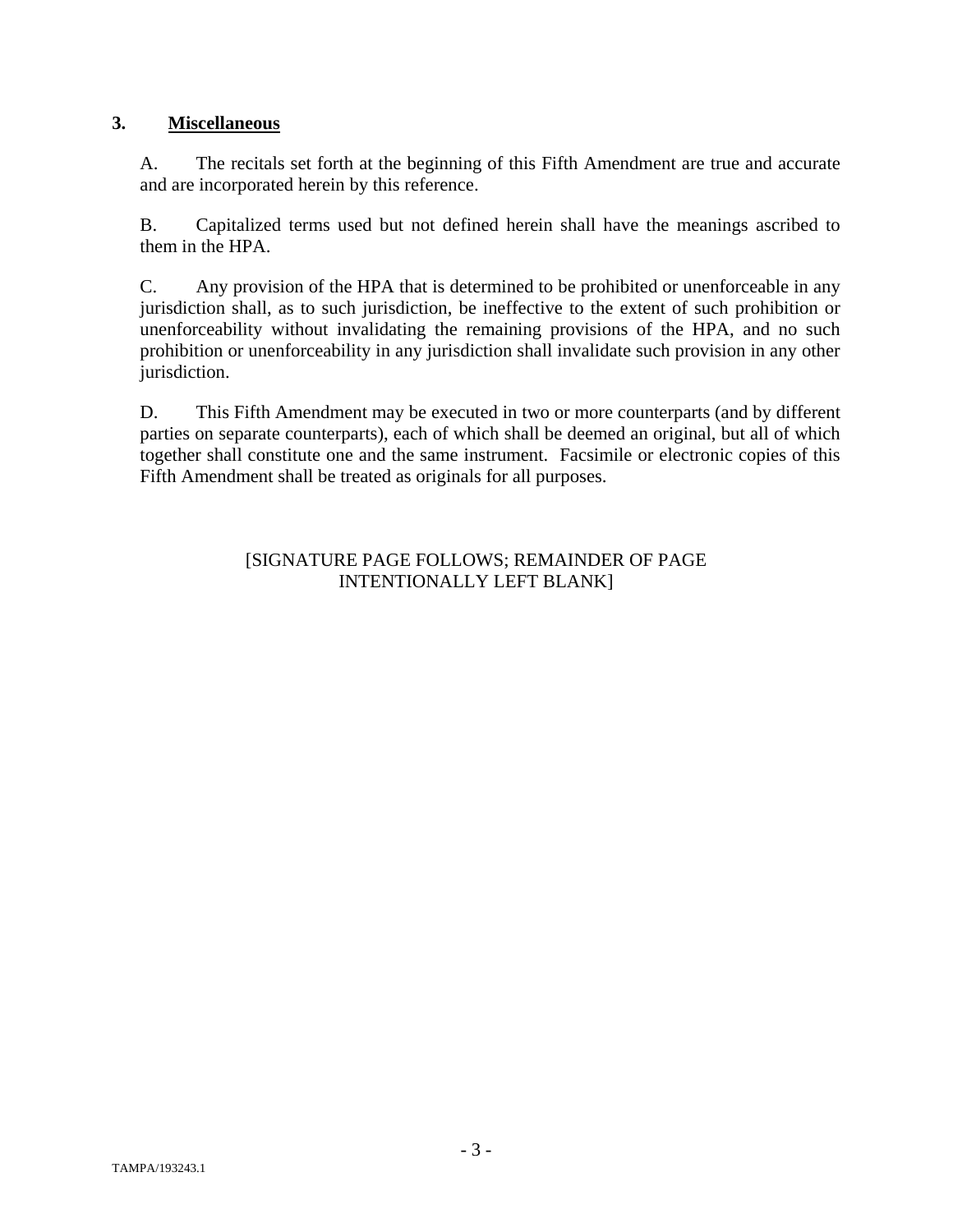## 3. **Miscellaneous**

A. The recitals set forth at the beginning of this Fifth Amendment are true and accurate and are incorporated herein by this reference.

B. Capitalized terms used but not defined herein shall have the meanings ascribed to them in the HPA.

C. Any provision of the HPA that is determined to be prohibited or unenforceable in any jurisdiction shall, as to such jurisdiction, be ineffective to the extent of such prohibition or unenforceability without invalidating the remaining provisions of the HPA, and no such prohibition or unenforceability in any jurisdiction shall invalidate such provision in any other jurisdiction.

D. This Fifth Amendment may be executed in two or more counterparts (and by different parties on separate counterparts), each of which shall be deemed an original, but all of which together shall constitute one and the same instrument. Facsimile or electronic copies of this Fifth Amendment shall be treated as originals for all purposes.

[SIGNATURE PAGE FOLLOWS; REMAINDER OF PAGE INTENTIONALLY LEFT BLANK]

TAMPA/193243.1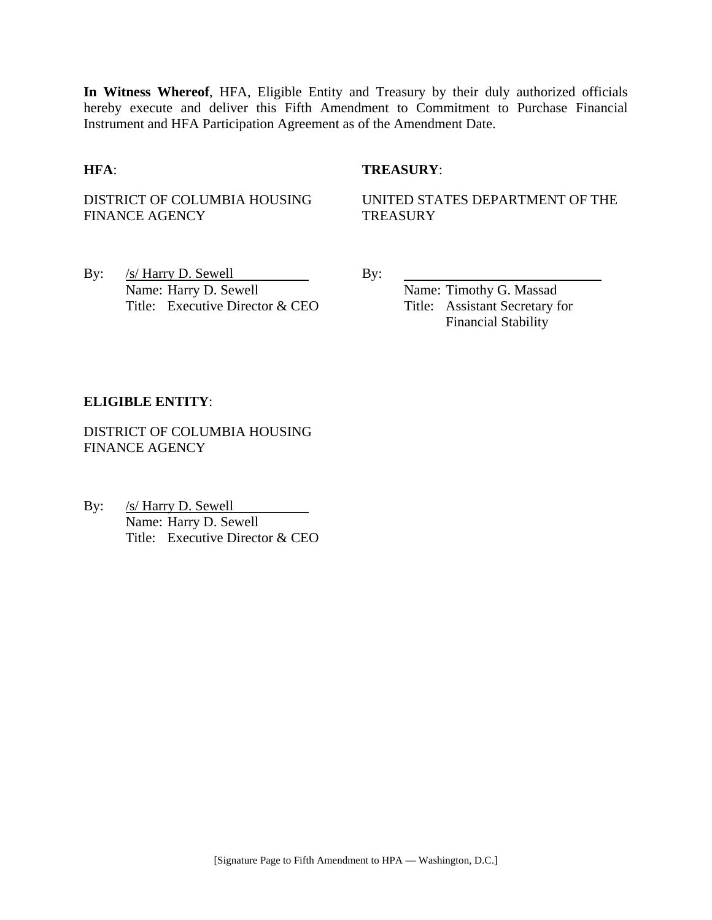**In Witness Whereof**, HFA, Eligible Entity and Treasury by their duly authorized officials hereby execute and deliver this Fifth Amendment to Commitment to Purchase Financial Instrument and HFA Participation Agreement as of the Amendment Date.

**HFA**:

DISTRICT OF COLUMBIA HOUSING FINANCE AGENCY

By: /s/ Harry D. Sewell
Name: Harry D. Sewell
Title: Executive Director & CEO

**TREASURY**:

UNITED STATES DEPARTMENT OF THE TREASURY

By: ____________________
Name: Timothy G. Massad
Title: Assistant Secretary for Financial Stability

**ELIGIBLE ENTITY**:

DISTRICT OF COLUMBIA HOUSING FINANCE AGENCY

By: /s/ Harry D. Sewell
Name: Harry D. Sewell
Title: Executive Director & CEO

[Signature Page to Fifth Amendment to HPA — Washington, D.C.]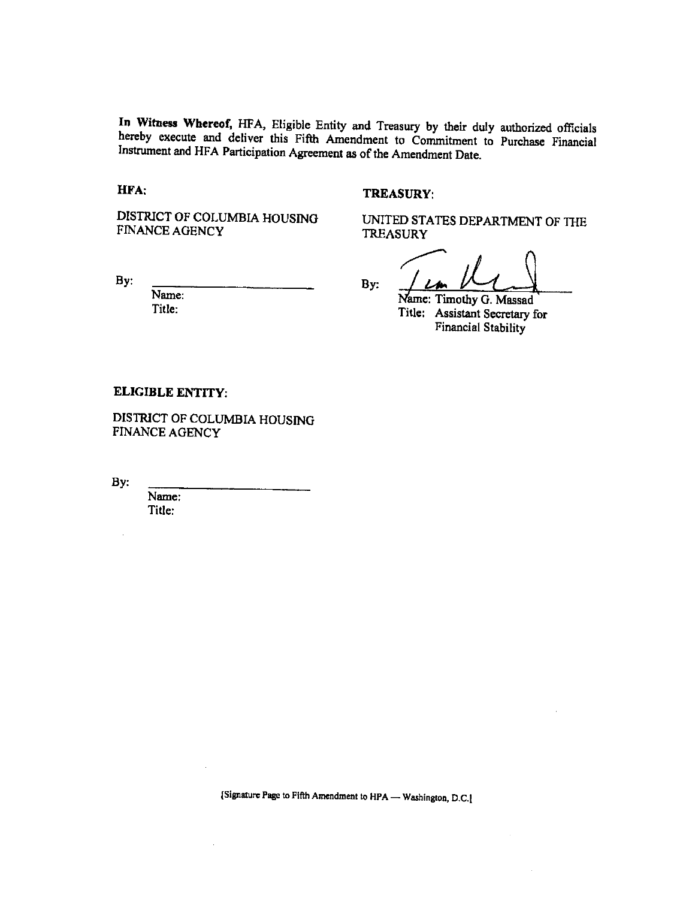**In Witness Whereof,** HFA, Eligible Entity and Treasury by their duly authorized officials hereby execute and deliver this Fifth Amendment to Commitment to Purchase Financial Instrument and HFA Participation Agreement as of the Amendment Date.

**HFA:**

DISTRICT OF COLUMBIA HOUSING FINANCE AGENCY

By: \_\_\_\_\_\_\_\_\_\_\_\_\_\_\_\_\_\_\_\_\_\_\_\_
Name:
Title:

**TREASURY:**

UNITED STATES DEPARTMENT OF THE TREASURY

By: \_\_\_\_\_\_\_\_\_\_\_\_\_\_\_\_\_\_\_\_\_\_\_\_
Name: Timothy G. Massad
Title: Assistant Secretary for Financial Stability

**ELIGIBLE ENTITY:**

DISTRICT OF COLUMBIA HOUSING FINANCE AGENCY

By: \_\_\_\_\_\_\_\_\_\_\_\_\_\_\_\_\_\_\_\_\_\_\_\_
Name:
Title:

[Signature Page to Fifth Amendment to HPA — Washington, D.C.]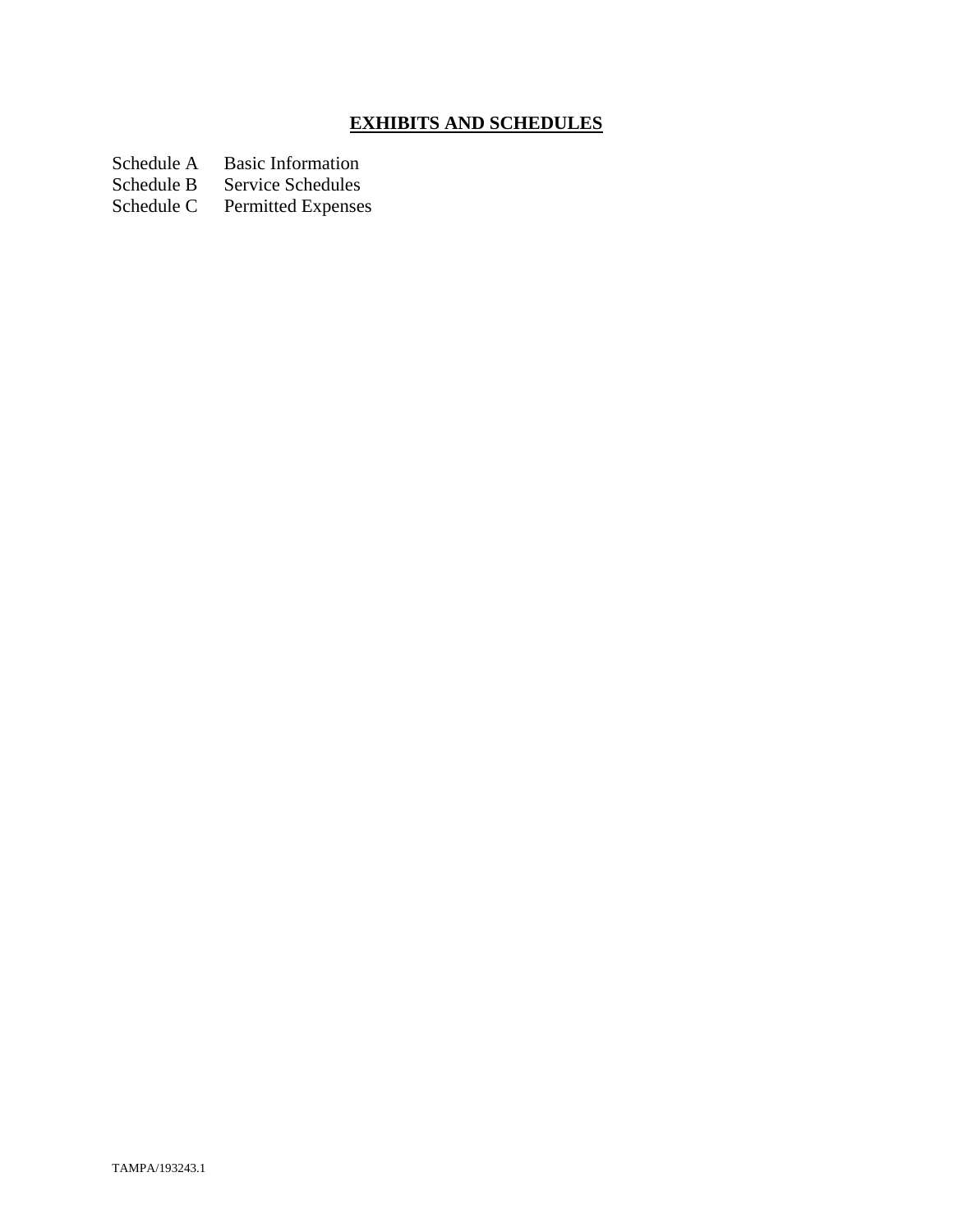## **EXHIBITS AND SCHEDULES**

| | |
|---|---|
| Schedule A | Basic Information |
| Schedule B | Service Schedules |
| Schedule C | Permitted Expenses |

TAMPA/193243.1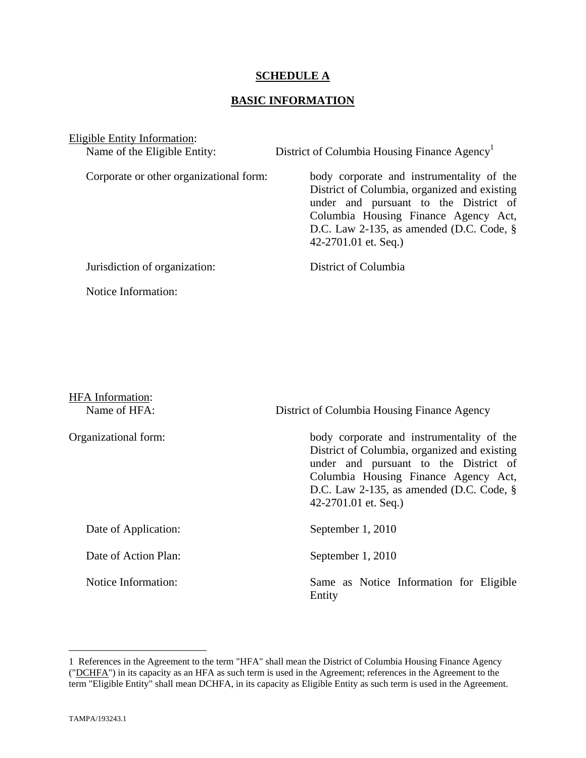**SCHEDULE A**

**BASIC INFORMATION**

Eligible Entity Information:

Name of the Eligible Entity: District of Columbia Housing Finance Agency[1]

Corporate or other organizational form: body corporate and instrumentality of the District of Columbia, organized and existing under and pursuant to the District of Columbia Housing Finance Agency Act, D.C. Law 2-135, as amended (D.C. Code, § 42-2701.01 et. Seq.)

Jurisdiction of organization: District of Columbia

Notice Information:

HFA Information:

Name of HFA: District of Columbia Housing Finance Agency

Organizational form: body corporate and instrumentality of the District of Columbia, organized and existing under and pursuant to the District of Columbia Housing Finance Agency Act, D.C. Law 2-135, as amended (D.C. Code, § 42-2701.01 et. Seq.)

Date of Application: September 1, 2010

Date of Action Plan: September 1, 2010

Notice Information: Same as Notice Information for Eligible Entity

---

1 References in the Agreement to the term "HFA" shall mean the District of Columbia Housing Finance Agency ("DCHFA") in its capacity as an HFA as such term is used in the Agreement; references in the Agreement to the term "Eligible Entity" shall mean DCHFA, in its capacity as Eligible Entity as such term is used in the Agreement.

TAMPA/193243.1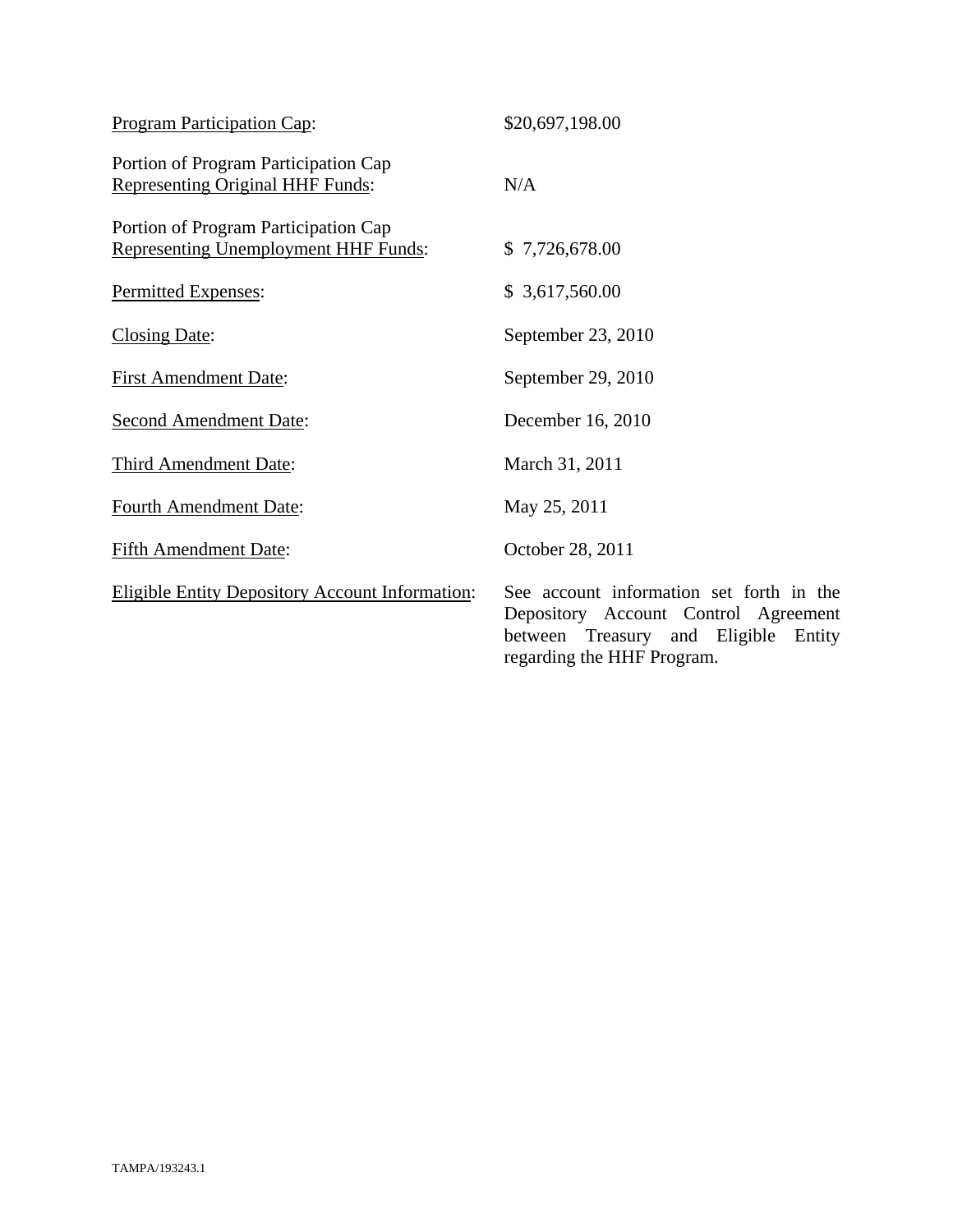| | |
|---|---|
| Program Participation Cap: | $20,697,198.00 |
| Portion of Program Participation Cap Representing Original HHF Funds: | N/A |
| Portion of Program Participation Cap Representing Unemployment HHF Funds: | $ 7,726,678.00 |
| Permitted Expenses: | $ 3,617,560.00 |
| Closing Date: | September 23, 2010 |
| First Amendment Date: | September 29, 2010 |
| Second Amendment Date: | December 16, 2010 |
| Third Amendment Date: | March 31, 2011 |
| Fourth Amendment Date: | May 25, 2011 |
| Fifth Amendment Date: | October 28, 2011 |
| Eligible Entity Depository Account Information: | See account information set forth in the Depository Account Control Agreement between Treasury and Eligible Entity regarding the HHF Program. |

TAMPA/193243.1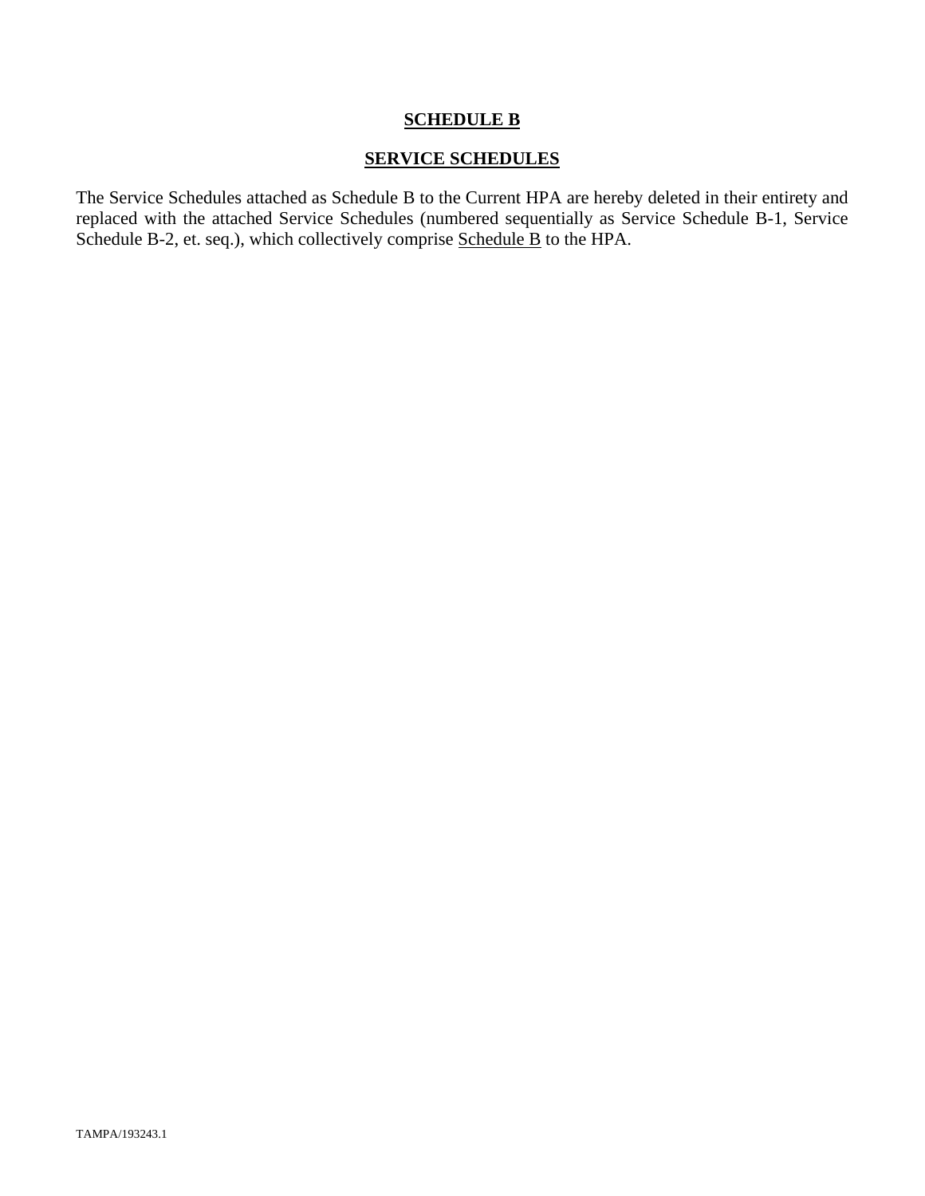# **SCHEDULE B**

## **SERVICE SCHEDULES**

The Service Schedules attached as Schedule B to the Current HPA are hereby deleted in their entirety and replaced with the attached Service Schedules (numbered sequentially as Service Schedule B-1, Service Schedule B-2, et. seq.), which collectively comprise Schedule B to the HPA.

TAMPA/193243.1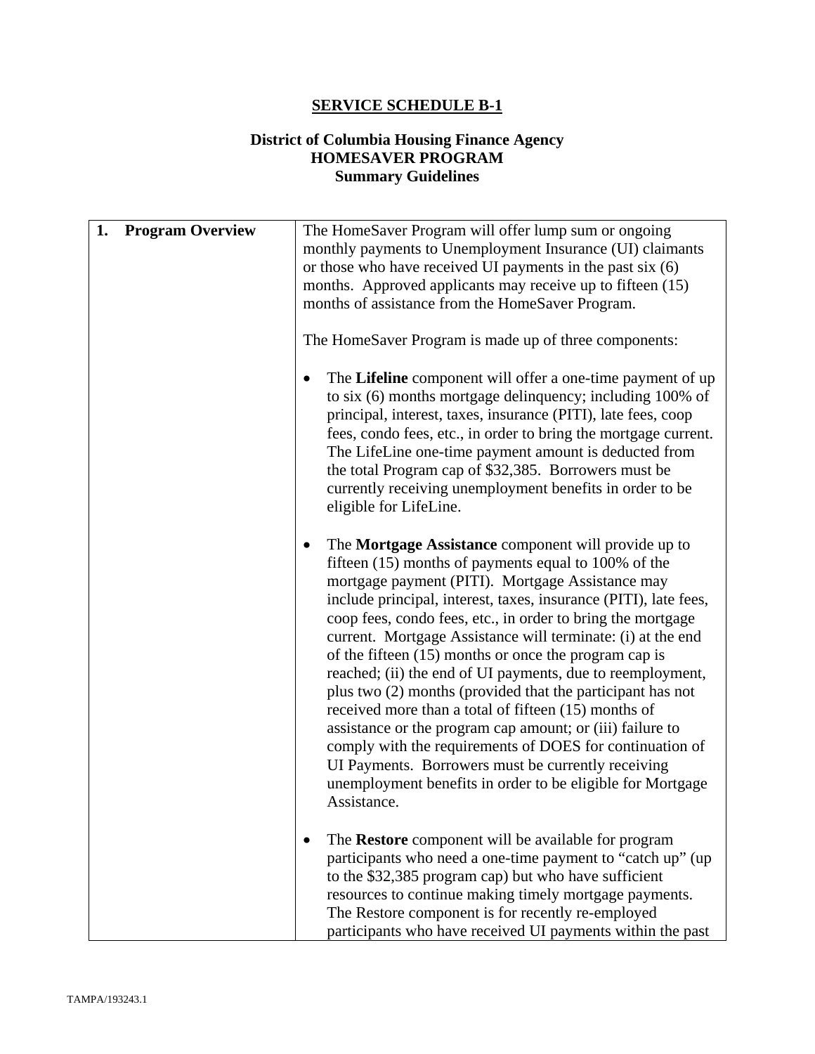**SERVICE SCHEDULE B-1**

**District of Columbia Housing Finance Agency**
**HOMESAVER PROGRAM**
**Summary Guidelines**

| | |
|---|---|
| **1. Program Overview** | The HomeSaver Program will offer lump sum or ongoing monthly payments to Unemployment Insurance (UI) claimants or those who have received UI payments in the past six (6) months. Approved applicants may receive up to fifteen (15) months of assistance from the HomeSaver Program.<br><br>The HomeSaver Program is made up of three components:<br><br>• The **Lifeline** component will offer a one-time payment of up to six (6) months mortgage delinquency; including 100% of principal, interest, taxes, insurance (PITI), late fees, coop fees, condo fees, etc., in order to bring the mortgage current. The LifeLine one-time payment amount is deducted from the total Program cap of $32,385. Borrowers must be currently receiving unemployment benefits in order to be eligible for LifeLine.<br><br>• The **Mortgage Assistance** component will provide up to fifteen (15) months of payments equal to 100% of the mortgage payment (PITI). Mortgage Assistance may include principal, interest, taxes, insurance (PITI), late fees, coop fees, condo fees, etc., in order to bring the mortgage current. Mortgage Assistance will terminate: (i) at the end of the fifteen (15) months or once the program cap is reached; (ii) the end of UI payments, due to reemployment, plus two (2) months (provided that the participant has not received more than a total of fifteen (15) months of assistance or the program cap amount; or (iii) failure to comply with the requirements of DOES for continuation of UI Payments. Borrowers must be currently receiving unemployment benefits in order to be eligible for Mortgage Assistance.<br><br>• The **Restore** component will be available for program participants who need a one-time payment to "catch up" (up to the $32,385 program cap) but who have sufficient resources to continue making timely mortgage payments. The Restore component is for recently re-employed participants who have received UI payments within the past |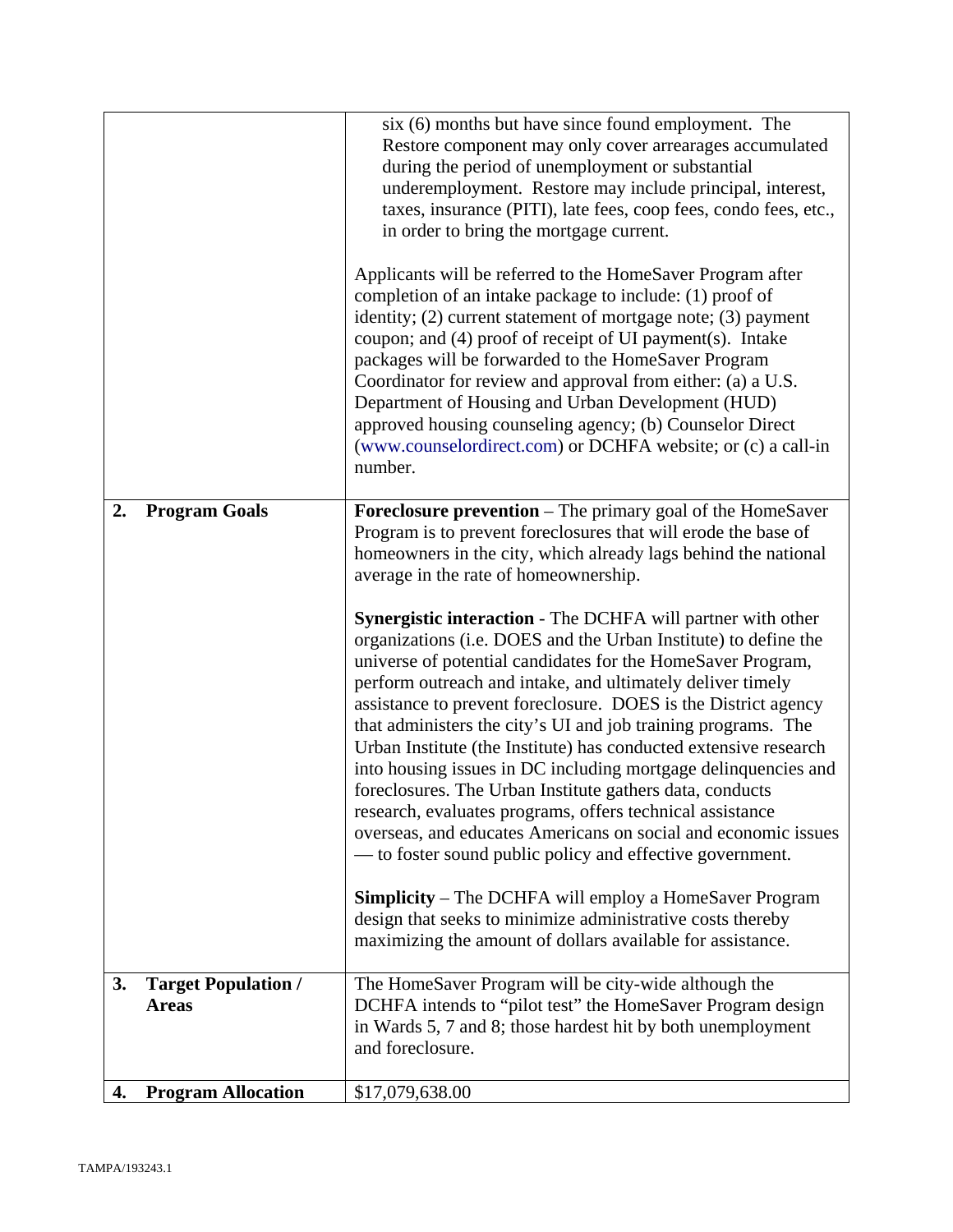| | |
|---|---|
| | six (6) months but have since found employment. The Restore component may only cover arrearages accumulated during the period of unemployment or substantial underemployment. Restore may include principal, interest, taxes, insurance (PITI), late fees, coop fees, condo fees, etc., in order to bring the mortgage current.<br><br>Applicants will be referred to the HomeSaver Program after completion of an intake package to include: (1) proof of identity; (2) current statement of mortgage note; (3) payment coupon; and (4) proof of receipt of UI payment(s). Intake packages will be forwarded to the HomeSaver Program Coordinator for review and approval from either: (a) a U.S. Department of Housing and Urban Development (HUD) approved housing counseling agency; (b) Counselor Direct (www.counselordirect.com) or DCHFA website; or (c) a call-in number. |
| **2. Program Goals** | **Foreclosure prevention** – The primary goal of the HomeSaver Program is to prevent foreclosures that will erode the base of homeowners in the city, which already lags behind the national average in the rate of homeownership.<br><br>**Synergistic interaction** - The DCHFA will partner with other organizations (i.e. DOES and the Urban Institute) to define the universe of potential candidates for the HomeSaver Program, perform outreach and intake, and ultimately deliver timely assistance to prevent foreclosure. DOES is the District agency that administers the city's UI and job training programs. The Urban Institute (the Institute) has conducted extensive research into housing issues in DC including mortgage delinquencies and foreclosures. The Urban Institute gathers data, conducts research, evaluates programs, offers technical assistance overseas, and educates Americans on social and economic issues — to foster sound public policy and effective government.<br><br>**Simplicity** – The DCHFA will employ a HomeSaver Program design that seeks to minimize administrative costs thereby maximizing the amount of dollars available for assistance. |
| **3. Target Population / Areas** | The HomeSaver Program will be city-wide although the DCHFA intends to "pilot test" the HomeSaver Program design in Wards 5, 7 and 8; those hardest hit by both unemployment and foreclosure. |
| **4. Program Allocation** | $17,079,638.00 |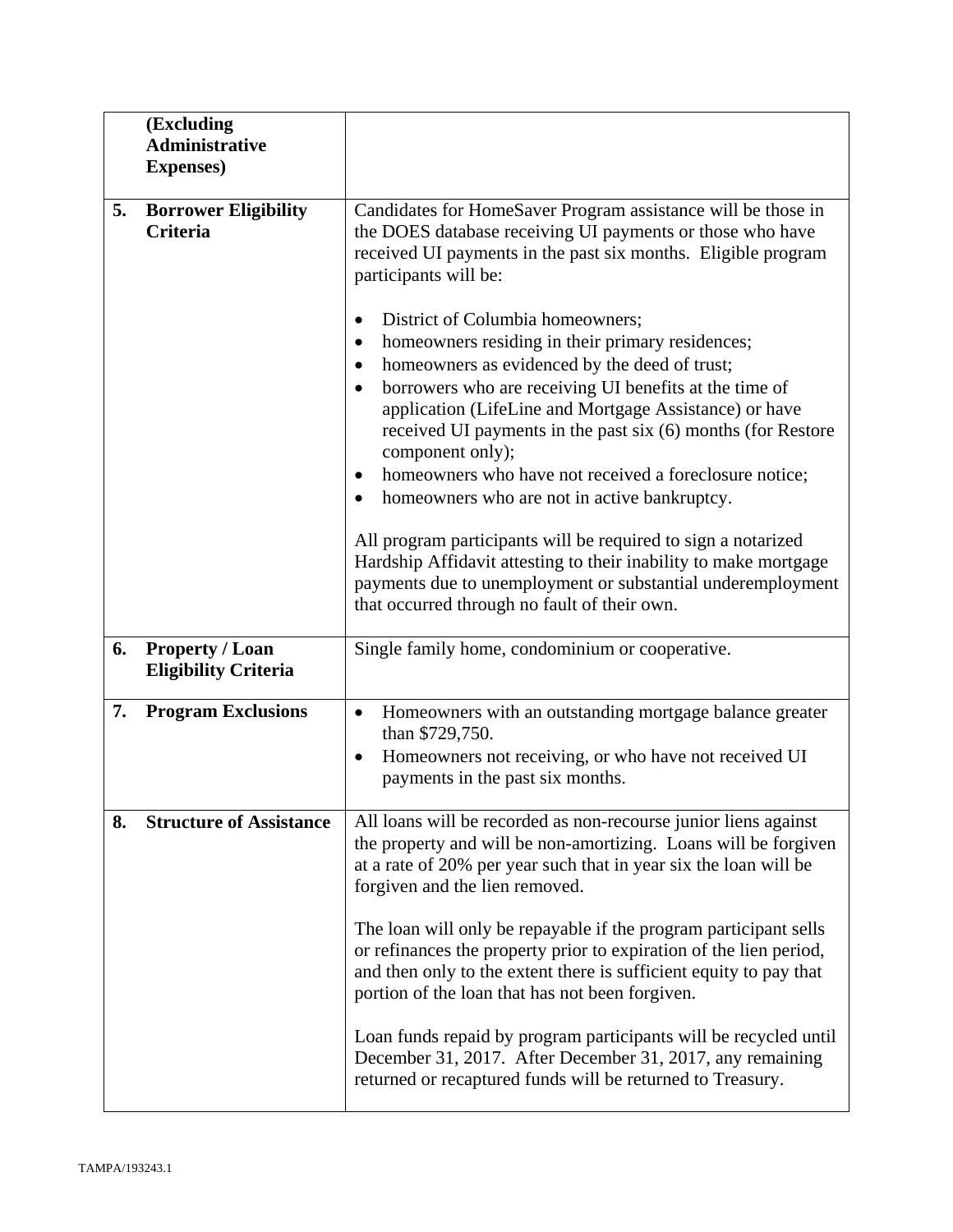| | | |
|---|---|---|
| | **(Excluding Administrative Expenses)** | |
| **5.** | **Borrower Eligibility Criteria** | Candidates for HomeSaver Program assistance will be those in the DOES database receiving UI payments or those who have received UI payments in the past six months. Eligible program participants will be:<br><br>• District of Columbia homeowners;<br>• homeowners residing in their primary residences;<br>• homeowners as evidenced by the deed of trust;<br>• borrowers who are receiving UI benefits at the time of application (LifeLine and Mortgage Assistance) or have received UI payments in the past six (6) months (for Restore component only);<br>• homeowners who have not received a foreclosure notice;<br>• homeowners who are not in active bankruptcy.<br><br>All program participants will be required to sign a notarized Hardship Affidavit attesting to their inability to make mortgage payments due to unemployment or substantial underemployment that occurred through no fault of their own. |
| **6.** | **Property / Loan Eligibility Criteria** | Single family home, condominium or cooperative. |
| **7.** | **Program Exclusions** | • Homeowners with an outstanding mortgage balance greater than $729,750.<br>• Homeowners not receiving, or who have not received UI payments in the past six months. |
| **8.** | **Structure of Assistance** | All loans will be recorded as non-recourse junior liens against the property and will be non-amortizing. Loans will be forgiven at a rate of 20% per year such that in year six the loan will be forgiven and the lien removed.<br><br>The loan will only be repayable if the program participant sells or refinances the property prior to expiration of the lien period, and then only to the extent there is sufficient equity to pay that portion of the loan that has not been forgiven.<br><br>Loan funds repaid by program participants will be recycled until December 31, 2017. After December 31, 2017, any remaining returned or recaptured funds will be returned to Treasury. |

TAMPA/193243.1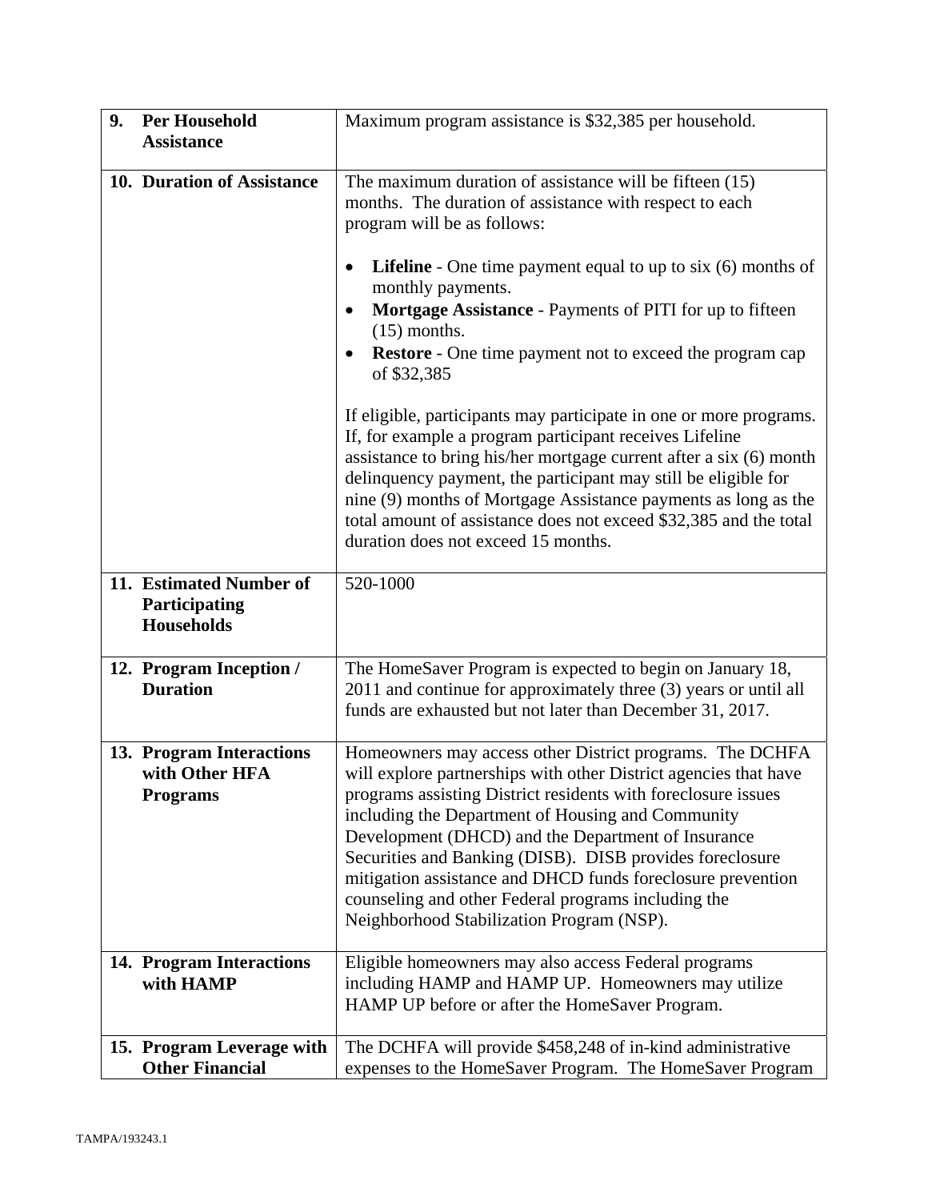| 9. Per Household Assistance | Maximum program assistance is $32,385 per household. |
|---|---|
| 10. Duration of Assistance | The maximum duration of assistance will be fifteen (15) months. The duration of assistance with respect to each program will be as follows:<br><br>• **Lifeline** - One time payment equal to up to six (6) months of monthly payments.<br>• **Mortgage Assistance** - Payments of PITI for up to fifteen (15) months.<br>• **Restore** - One time payment not to exceed the program cap of $32,385<br><br>If eligible, participants may participate in one or more programs. If, for example a program participant receives Lifeline assistance to bring his/her mortgage current after a six (6) month delinquency payment, the participant may still be eligible for nine (9) months of Mortgage Assistance payments as long as the total amount of assistance does not exceed $32,385 and the total duration does not exceed 15 months. |
| 11. Estimated Number of Participating Households | 520-1000 |
| 12. Program Inception / Duration | The HomeSaver Program is expected to begin on January 18, 2011 and continue for approximately three (3) years or until all funds are exhausted but not later than December 31, 2017. |
| 13. Program Interactions with Other HFA Programs | Homeowners may access other District programs. The DCHFA will explore partnerships with other District agencies that have programs assisting District residents with foreclosure issues including the Department of Housing and Community Development (DHCD) and the Department of Insurance Securities and Banking (DISB). DISB provides foreclosure mitigation assistance and DHCD funds foreclosure prevention counseling and other Federal programs including the Neighborhood Stabilization Program (NSP). |
| 14. Program Interactions with HAMP | Eligible homeowners may also access Federal programs including HAMP and HAMP UP. Homeowners may utilize HAMP UP before or after the HomeSaver Program. |
| 15. Program Leverage with Other Financial | The DCHFA will provide $458,248 of in-kind administrative expenses to the HomeSaver Program. The HomeSaver Program |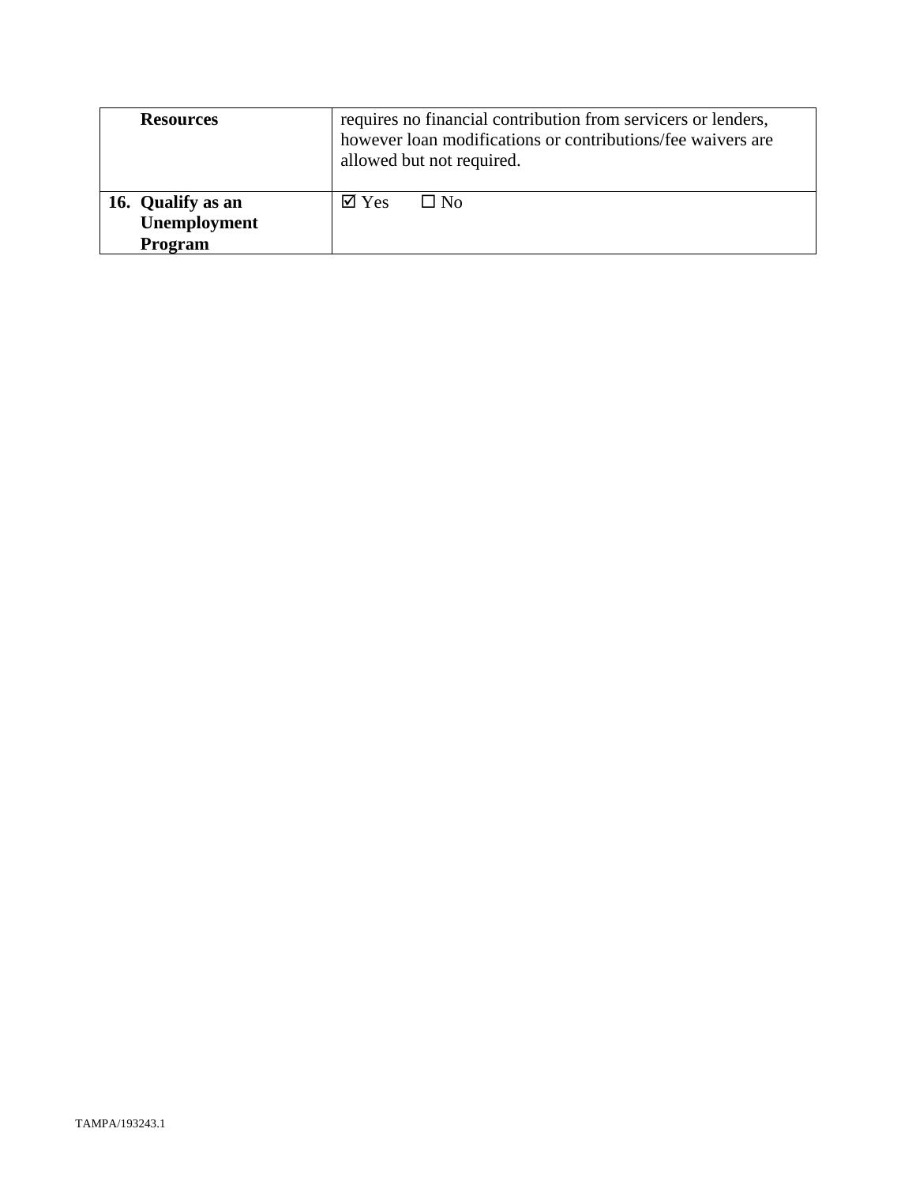| | |
|---|---|
| **Resources** | requires no financial contribution from servicers or lenders, however loan modifications or contributions/fee waivers are allowed but not required. |
| **16. Qualify as an Unemployment Program** | ☑ Yes ☐ No |

TAMPA/193243.1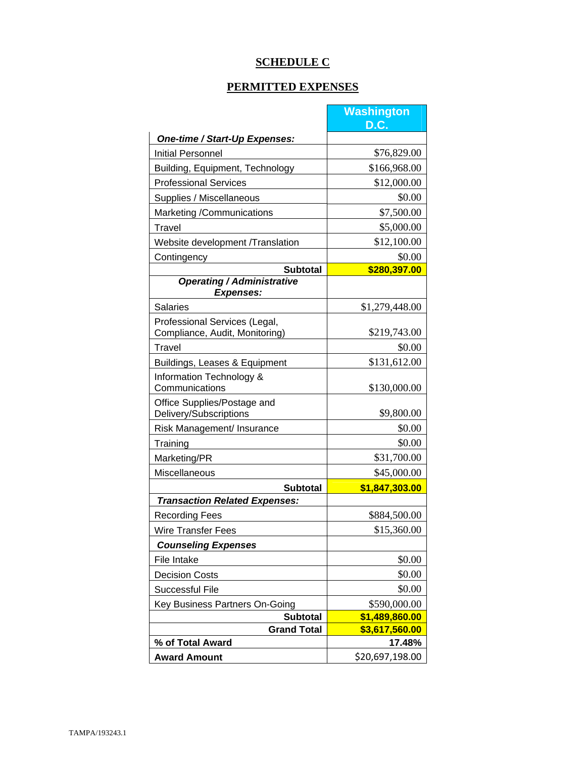# SCHEDULE C

## PERMITTED EXPENSES

| | Washington D.C. |
|---|---|
| ***One-time / Start-Up Expenses:*** | |
| Initial Personnel | $76,829.00 |
| Building, Equipment, Technology | $166,968.00 |
| Professional Services | $12,000.00 |
| Supplies / Miscellaneous | $0.00 |
| Marketing /Communications | $7,500.00 |
| Travel | $5,000.00 |
| Website development /Translation | $12,100.00 |
| Contingency | $0.00 |
| **Subtotal** | **$280,397.00** |
| ***Operating / Administrative Expenses:*** | |
| Salaries | $1,279,448.00 |
| Professional Services (Legal, Compliance, Audit, Monitoring) | $219,743.00 |
| Travel | $0.00 |
| Buildings, Leases & Equipment | $131,612.00 |
| Information Technology & Communications | $130,000.00 |
| Office Supplies/Postage and Delivery/Subscriptions | $9,800.00 |
| Risk Management/ Insurance | $0.00 |
| Training | $0.00 |
| Marketing/PR | $31,700.00 |
| Miscellaneous | $45,000.00 |
| **Subtotal** | **$1,847,303.00** |
| ***Transaction Related Expenses:*** | |
| Recording Fees | $884,500.00 |
| Wire Transfer Fees | $15,360.00 |
| ***Counseling Expenses*** | |
| File Intake | $0.00 |
| Decision Costs | $0.00 |
| Successful File | $0.00 |
| Key Business Partners On-Going | $590,000.00 |
| **Subtotal** | **$1,489,860.00** |
| **Grand Total** | **$3,617,560.00** |
| **% of Total Award** | **17.48%** |
| **Award Amount** | $20,697,198.00 |

TAMPA/193243.1